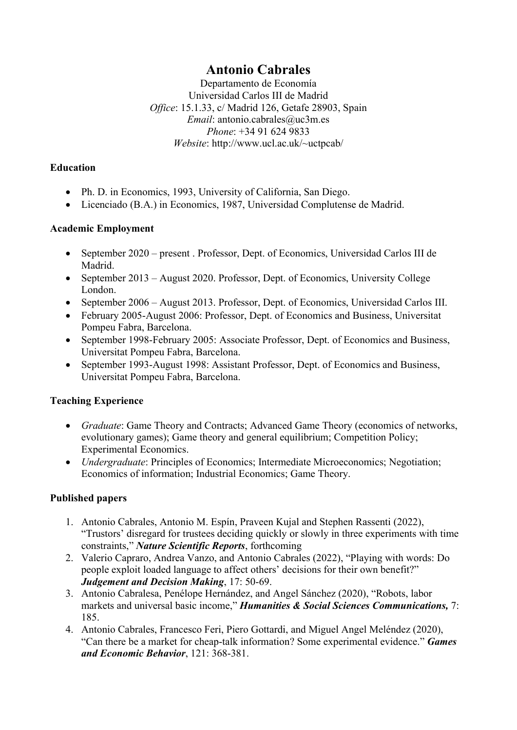# Antonio Cabrales

Departamento de Economía
Universidad Carlos III de Madrid
*Office*: 15.1.33, c/ Madrid 126, Getafe 28903, Spain
*Email*: antonio.cabrales@uc3m.es
*Phone*: +34 91 624 9833
*Website*: http://www.ucl.ac.uk/~uctpcab/

**Education**

- Ph. D. in Economics, 1993, University of California, San Diego.
- Licenciado (B.A.) in Economics, 1987, Universidad Complutense de Madrid.

**Academic Employment**

- September 2020 – present . Professor, Dept. of Economics, Universidad Carlos III de Madrid.
- September 2013 – August 2020. Professor, Dept. of Economics, University College London.
- September 2006 – August 2013. Professor, Dept. of Economics, Universidad Carlos III.
- February 2005-August 2006: Professor, Dept. of Economics and Business, Universitat Pompeu Fabra, Barcelona.
- September 1998-February 2005: Associate Professor, Dept. of Economics and Business, Universitat Pompeu Fabra, Barcelona.
- September 1993-August 1998: Assistant Professor, Dept. of Economics and Business, Universitat Pompeu Fabra, Barcelona.

**Teaching Experience**

- *Graduate*: Game Theory and Contracts; Advanced Game Theory (economics of networks, evolutionary games); Game theory and general equilibrium; Competition Policy; Experimental Economics.
- *Undergraduate*: Principles of Economics; Intermediate Microeconomics; Negotiation; Economics of information; Industrial Economics; Game Theory.

**Published papers**

1. Antonio Cabrales, Antonio M. Espín, Praveen Kujal and Stephen Rassenti (2022), "Trustors' disregard for trustees deciding quickly or slowly in three experiments with time constraints," ***Nature Scientific Reports***, forthcoming
2. Valerio Capraro, Andrea Vanzo, and Antonio Cabrales (2022), "Playing with words: Do people exploit loaded language to affect others' decisions for their own benefit?" ***Judgement and Decision Making***, 17: 50-69.
3. Antonio Cabralesa, Penélope Hernández, and Angel Sánchez (2020), "Robots, labor markets and universal basic income," ***Humanities & Social Sciences Communications,*** 7: 185.
4. Antonio Cabrales, Francesco Feri, Piero Gottardi, and Miguel Angel Meléndez (2020), "Can there be a market for cheap-talk information? Some experimental evidence." ***Games and Economic Behavior***, 121: 368-381.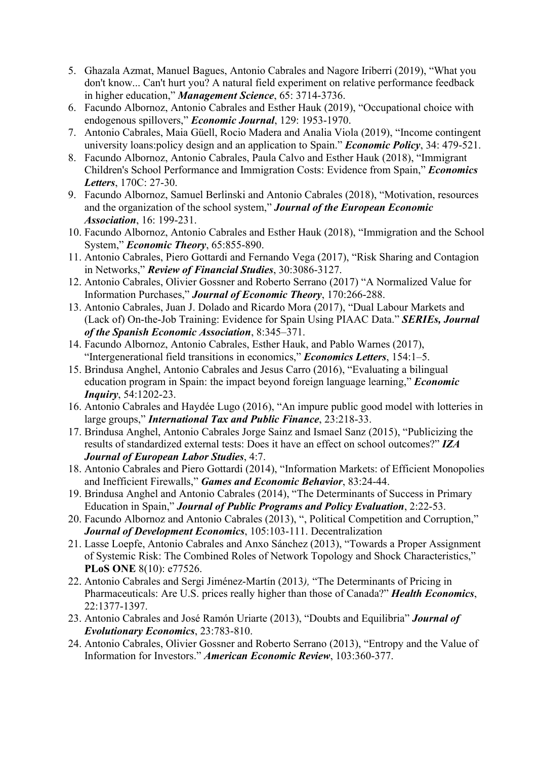5. Ghazala Azmat, Manuel Bagues, Antonio Cabrales and Nagore Iriberri (2019), "What you don't know... Can't hurt you? A natural field experiment on relative performance feedback in higher education," ***Management Science***, 65: 3714-3736.
6. Facundo Albornoz, Antonio Cabrales and Esther Hauk (2019), "Occupational choice with endogenous spillovers," ***Economic Journal***, 129: 1953-1970.
7. Antonio Cabrales, Maia Güell, Rocio Madera and Analia Viola (2019), "Income contingent university loans:policy design and an application to Spain." ***Economic Policy***, 34: 479-521.
8. Facundo Albornoz, Antonio Cabrales, Paula Calvo and Esther Hauk (2018), "Immigrant Children's School Performance and Immigration Costs: Evidence from Spain," ***Economics Letters***, 170C: 27-30.
9. Facundo Albornoz, Samuel Berlinski and Antonio Cabrales (2018), "Motivation, resources and the organization of the school system," ***Journal of the European Economic Association***, 16: 199-231.
10. Facundo Albornoz, Antonio Cabrales and Esther Hauk (2018), "Immigration and the School System," ***Economic Theory***, 65:855-890.
11. Antonio Cabrales, Piero Gottardi and Fernando Vega (2017), "Risk Sharing and Contagion in Networks," ***Review of Financial Studies***, 30:3086-3127.
12. Antonio Cabrales, Olivier Gossner and Roberto Serrano (2017) "A Normalized Value for Information Purchases," ***Journal of Economic Theory***, 170:266-288.
13. Antonio Cabrales, Juan J. Dolado and Ricardo Mora (2017), "Dual Labour Markets and (Lack of) On-the-Job Training: Evidence for Spain Using PIAAC Data." ***SERIEs, Journal of the Spanish Economic Association***, 8:345–371.
14. Facundo Albornoz, Antonio Cabrales, Esther Hauk, and Pablo Warnes (2017), "Intergenerational field transitions in economics," ***Economics Letters***, 154:1–5.
15. Brindusa Anghel, Antonio Cabrales and Jesus Carro (2016), "Evaluating a bilingual education program in Spain: the impact beyond foreign language learning," ***Economic Inquiry***, 54:1202-23.
16. Antonio Cabrales and Haydée Lugo (2016), "An impure public good model with lotteries in large groups," ***International Tax and Public Finance***, 23:218-33.
17. Brindusa Anghel, Antonio Cabrales Jorge Sainz and Ismael Sanz (2015), "Publicizing the results of standardized external tests: Does it have an effect on school outcomes?" ***IZA Journal of European Labor Studies***, 4:7.
18. Antonio Cabrales and Piero Gottardi (2014), "Information Markets: of Efficient Monopolies and Inefficient Firewalls," ***Games and Economic Behavior***, 83:24-44.
19. Brindusa Anghel and Antonio Cabrales (2014), "The Determinants of Success in Primary Education in Spain," ***Journal of Public Programs and Policy Evaluation***, 2:22-53.
20. Facundo Albornoz and Antonio Cabrales (2013), ", Political Competition and Corruption," ***Journal of Development Economics***, 105:103-111. Decentralization
21. Lasse Loepfe, Antonio Cabrales and Anxo Sánchez (2013), "Towards a Proper Assignment of Systemic Risk: The Combined Roles of Network Topology and Shock Characteristics," **PLoS ONE** 8(10): e77526.
22. Antonio Cabrales and Sergi Jiménez-Martín (2013*)*, "The Determinants of Pricing in Pharmaceuticals: Are U.S. prices really higher than those of Canada?" ***Health Economics***, 22:1377-1397.
23. Antonio Cabrales and José Ramón Uriarte (2013), "Doubts and Equilibria" ***Journal of Evolutionary Economics***, 23:783-810.
24. Antonio Cabrales, Olivier Gossner and Roberto Serrano (2013), "Entropy and the Value of Information for Investors." ***American Economic Review***, 103:360-377.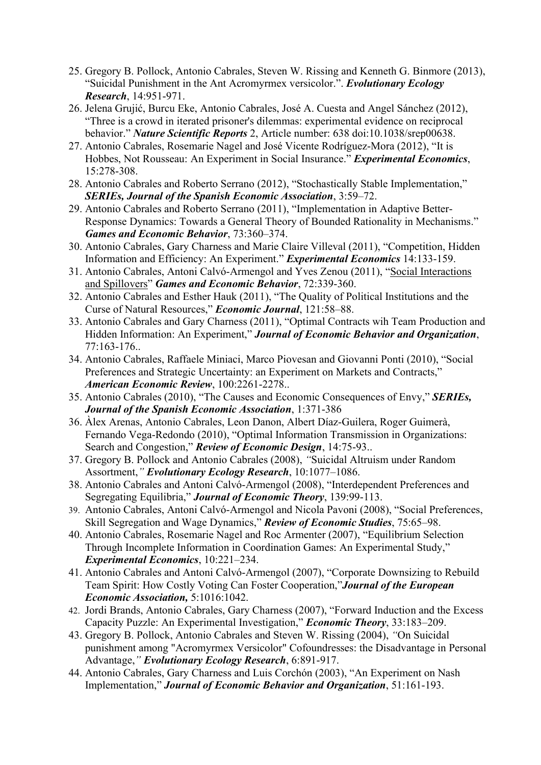25. Gregory B. Pollock, Antonio Cabrales, Steven W. Rissing and Kenneth G. Binmore (2013), "Suicidal Punishment in the Ant Acromyrmex versicolor.". ***Evolutionary Ecology Research***, 14:951-971.
26. Jelena Grujić, Burcu Eke, Antonio Cabrales, José A. Cuesta and Angel Sánchez (2012), "Three is a crowd in iterated prisoner's dilemmas: experimental evidence on reciprocal behavior." ***Nature Scientific Reports*** 2, Article number: 638 doi:10.1038/srep00638.
27. Antonio Cabrales, Rosemarie Nagel and José Vicente Rodríguez-Mora (2012), "It is Hobbes, Not Rousseau: An Experiment in Social Insurance." ***Experimental Economics***, 15:278-308.
28. Antonio Cabrales and Roberto Serrano (2012), "Stochastically Stable Implementation," ***SERIEs, Journal of the Spanish Economic Association***, 3:59–72.
29. Antonio Cabrales and Roberto Serrano (2011), "Implementation in Adaptive Better-Response Dynamics: Towards a General Theory of Bounded Rationality in Mechanisms." ***Games and Economic Behavior***, 73:360–374.
30. Antonio Cabrales, Gary Charness and Marie Claire Villeval (2011), "Competition, Hidden Information and Efficiency: An Experiment." ***Experimental Economics*** 14:133-159.
31. Antonio Cabrales, Antoni Calvó-Armengol and Yves Zenou (2011), "Social Interactions and Spillovers" ***Games and Economic Behavior***, 72:339-360.
32. Antonio Cabrales and Esther Hauk (2011), "The Quality of Political Institutions and the Curse of Natural Resources," ***Economic Journal***, 121:58–88.
33. Antonio Cabrales and Gary Charness (2011), "Optimal Contracts wih Team Production and Hidden Information: An Experiment," ***Journal of Economic Behavior and Organization***, 77:163-176..
34. Antonio Cabrales, Raffaele Miniaci, Marco Piovesan and Giovanni Ponti (2010), "Social Preferences and Strategic Uncertainty: an Experiment on Markets and Contracts," ***American Economic Review***, 100:2261-2278..
35. Antonio Cabrales (2010), "The Causes and Economic Consequences of Envy," ***SERIEs, Journal of the Spanish Economic Association***, 1:371-386
36. Àlex Arenas, Antonio Cabrales, Leon Danon, Albert Díaz-Guilera, Roger Guimerà, Fernando Vega-Redondo (2010), "Optimal Information Transmission in Organizations: Search and Congestion," ***Review of Economic Design***, 14:75-93..
37. Gregory B. Pollock and Antonio Cabrales (2008), *"*Suicidal Altruism under Random Assortment,*"* ***Evolutionary Ecology Research***, 10:1077–1086.
38. Antonio Cabrales and Antoni Calvó-Armengol (2008), "Interdependent Preferences and Segregating Equilibria," ***Journal of Economic Theory***, 139:99-113.
39. Antonio Cabrales, Antoni Calvó-Armengol and Nicola Pavoni (2008), "Social Preferences, Skill Segregation and Wage Dynamics," ***Review of Economic Studies***, 75:65–98.
40. Antonio Cabrales, Rosemarie Nagel and Roc Armenter (2007), "Equilibrium Selection Through Incomplete Information in Coordination Games: An Experimental Study," ***Experimental Economics***, 10:221–234.
41. Antonio Cabrales and Antoni Calvó-Armengol (2007), "Corporate Downsizing to Rebuild Team Spirit: How Costly Voting Can Foster Cooperation,"***Journal of the European Economic Association,*** 5:1016:1042.
42. Jordi Brands, Antonio Cabrales, Gary Charness (2007), "Forward Induction and the Excess Capacity Puzzle: An Experimental Investigation," ***Economic Theory***, 33:183–209.
43. Gregory B. Pollock, Antonio Cabrales and Steven W. Rissing (2004), *"*On Suicidal punishment among "Acromyrmex Versicolor" Cofoundresses: the Disadvantage in Personal Advantage,*"* ***Evolutionary Ecology Research***, 6:891-917.
44. Antonio Cabrales, Gary Charness and Luis Corchón (2003), "An Experiment on Nash Implementation," ***Journal of Economic Behavior and Organization***, 51:161-193.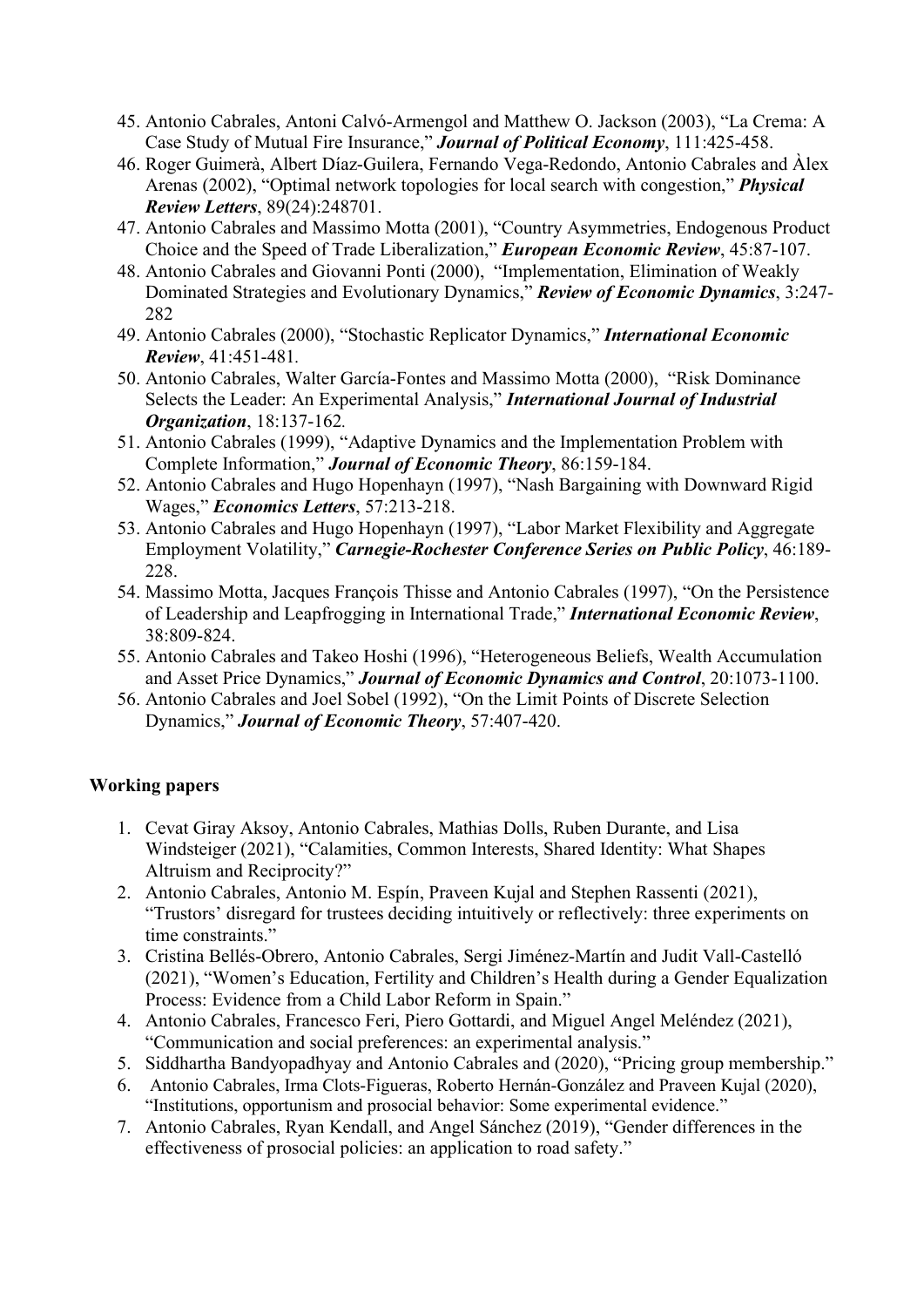45. Antonio Cabrales, Antoni Calvó-Armengol and Matthew O. Jackson (2003), "La Crema: A Case Study of Mutual Fire Insurance," ***Journal of Political Economy***, 111:425-458.
46. Roger Guimerà, Albert Díaz-Guilera, Fernando Vega-Redondo, Antonio Cabrales and Àlex Arenas (2002), "Optimal network topologies for local search with congestion," ***Physical Review Letters***, 89(24):248701.
47. Antonio Cabrales and Massimo Motta (2001), "Country Asymmetries, Endogenous Product Choice and the Speed of Trade Liberalization," ***European Economic Review***, 45:87-107.
48. Antonio Cabrales and Giovanni Ponti (2000), "Implementation, Elimination of Weakly Dominated Strategies and Evolutionary Dynamics," ***Review of Economic Dynamics***, 3:247-282
49. Antonio Cabrales (2000), "Stochastic Replicator Dynamics," ***International Economic Review***, 41:451-481.
50. Antonio Cabrales, Walter García-Fontes and Massimo Motta (2000), "Risk Dominance Selects the Leader: An Experimental Analysis," ***International Journal of Industrial Organization***, 18:137-162.
51. Antonio Cabrales (1999), "Adaptive Dynamics and the Implementation Problem with Complete Information," ***Journal of Economic Theory***, 86:159-184.
52. Antonio Cabrales and Hugo Hopenhayn (1997), "Nash Bargaining with Downward Rigid Wages," ***Economics Letters***, 57:213-218.
53. Antonio Cabrales and Hugo Hopenhayn (1997), "Labor Market Flexibility and Aggregate Employment Volatility," ***Carnegie-Rochester Conference Series on Public Policy***, 46:189-228.
54. Massimo Motta, Jacques François Thisse and Antonio Cabrales (1997), "On the Persistence of Leadership and Leapfrogging in International Trade," ***International Economic Review***, 38:809-824.
55. Antonio Cabrales and Takeo Hoshi (1996), "Heterogeneous Beliefs, Wealth Accumulation and Asset Price Dynamics," ***Journal of Economic Dynamics and Control***, 20:1073-1100.
56. Antonio Cabrales and Joel Sobel (1992), "On the Limit Points of Discrete Selection Dynamics," ***Journal of Economic Theory***, 57:407-420.

**Working papers**

1. Cevat Giray Aksoy, Antonio Cabrales, Mathias Dolls, Ruben Durante, and Lisa Windsteiger (2021), "Calamities, Common Interests, Shared Identity: What Shapes Altruism and Reciprocity?"
2. Antonio Cabrales, Antonio M. Espín, Praveen Kujal and Stephen Rassenti (2021), "Trustors' disregard for trustees deciding intuitively or reflectively: three experiments on time constraints."
3. Cristina Bellés-Obrero, Antonio Cabrales, Sergi Jiménez-Martín and Judit Vall-Castelló (2021), "Women's Education, Fertility and Children's Health during a Gender Equalization Process: Evidence from a Child Labor Reform in Spain."
4. Antonio Cabrales, Francesco Feri, Piero Gottardi, and Miguel Angel Meléndez (2021), "Communication and social preferences: an experimental analysis."
5. Siddhartha Bandyopadhyay and Antonio Cabrales and (2020), "Pricing group membership."
6. Antonio Cabrales, Irma Clots-Figueras, Roberto Hernán-González and Praveen Kujal (2020), "Institutions, opportunism and prosocial behavior: Some experimental evidence."
7. Antonio Cabrales, Ryan Kendall, and Angel Sánchez (2019), "Gender differences in the effectiveness of prosocial policies: an application to road safety."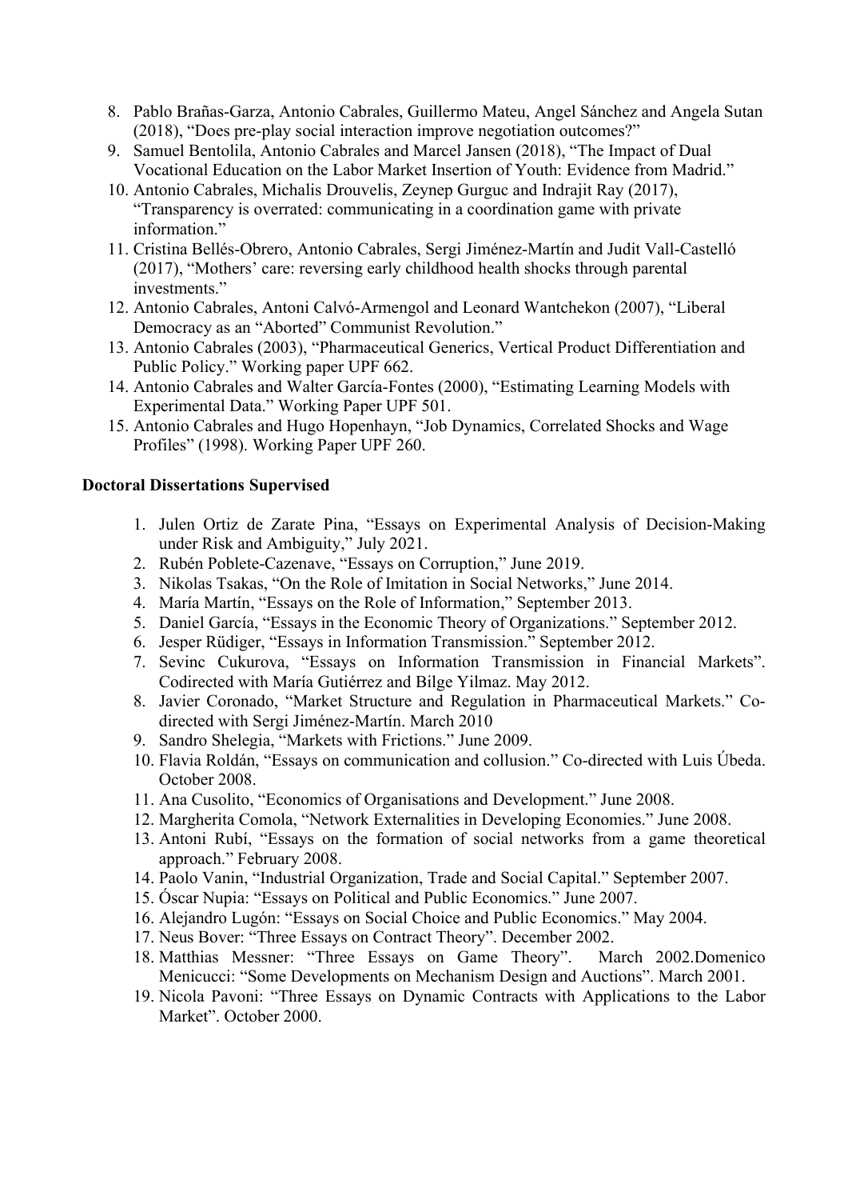8. Pablo Brañas-Garza, Antonio Cabrales, Guillermo Mateu, Angel Sánchez and Angela Sutan (2018), "Does pre-play social interaction improve negotiation outcomes?"
9. Samuel Bentolila, Antonio Cabrales and Marcel Jansen (2018), "The Impact of Dual Vocational Education on the Labor Market Insertion of Youth: Evidence from Madrid."
10. Antonio Cabrales, Michalis Drouvelis, Zeynep Gurguc and Indrajit Ray (2017), "Transparency is overrated: communicating in a coordination game with private information."
11. Cristina Bellés-Obrero, Antonio Cabrales, Sergi Jiménez-Martín and Judit Vall-Castelló (2017), "Mothers' care: reversing early childhood health shocks through parental investments."
12. Antonio Cabrales, Antoni Calvó-Armengol and Leonard Wantchekon (2007), "Liberal Democracy as an "Aborted" Communist Revolution."
13. Antonio Cabrales (2003), "Pharmaceutical Generics, Vertical Product Differentiation and Public Policy." Working paper UPF 662.
14. Antonio Cabrales and Walter García-Fontes (2000), "Estimating Learning Models with Experimental Data." Working Paper UPF 501.
15. Antonio Cabrales and Hugo Hopenhayn, "Job Dynamics, Correlated Shocks and Wage Profiles" (1998). Working Paper UPF 260.

**Doctoral Dissertations Supervised**

1. Julen Ortiz de Zarate Pina, "Essays on Experimental Analysis of Decision-Making under Risk and Ambiguity," July 2021.
2. Rubén Poblete-Cazenave, "Essays on Corruption," June 2019.
3. Nikolas Tsakas, "On the Role of Imitation in Social Networks," June 2014.
4. María Martín, "Essays on the Role of Information," September 2013.
5. Daniel García, "Essays in the Economic Theory of Organizations." September 2012.
6. Jesper Rüdiger, "Essays in Information Transmission." September 2012.
7. Sevinc Cukurova, "Essays on Information Transmission in Financial Markets". Codirected with María Gutiérrez and Bilge Yilmaz. May 2012.
8. Javier Coronado, "Market Structure and Regulation in Pharmaceutical Markets." Co-directed with Sergi Jiménez-Martín. March 2010
9. Sandro Shelegia, "Markets with Frictions." June 2009.
10. Flavia Roldán, "Essays on communication and collusion." Co-directed with Luis Úbeda. October 2008.
11. Ana Cusolito, "Economics of Organisations and Development." June 2008.
12. Margherita Comola, "Network Externalities in Developing Economies." June 2008.
13. Antoni Rubí, "Essays on the formation of social networks from a game theoretical approach." February 2008.
14. Paolo Vanin, "Industrial Organization, Trade and Social Capital." September 2007.
15. Óscar Nupia: "Essays on Political and Public Economics." June 2007.
16. Alejandro Lugón: "Essays on Social Choice and Public Economics." May 2004.
17. Neus Bover: "Three Essays on Contract Theory". December 2002.
18. Matthias Messner: "Three Essays on Game Theory". March 2002.Domenico Menicucci: "Some Developments on Mechanism Design and Auctions". March 2001.
19. Nicola Pavoni: "Three Essays on Dynamic Contracts with Applications to the Labor Market". October 2000.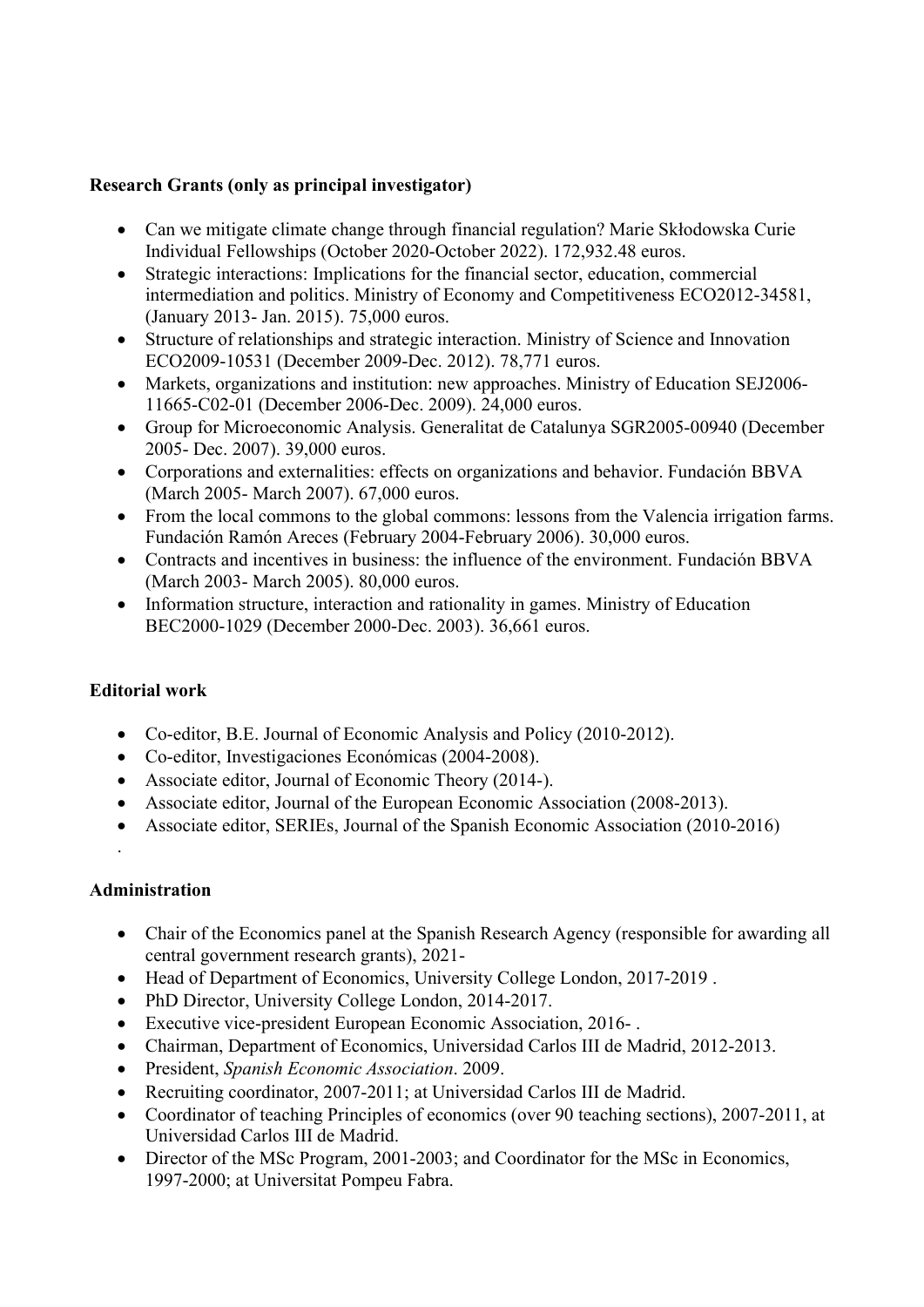**Research Grants (only as principal investigator)**

- Can we mitigate climate change through financial regulation? Marie Skłodowska Curie Individual Fellowships (October 2020-October 2022). 172,932.48 euros.
- Strategic interactions: Implications for the financial sector, education, commercial intermediation and politics. Ministry of Economy and Competitiveness ECO2012-34581, (January 2013- Jan. 2015). 75,000 euros.
- Structure of relationships and strategic interaction. Ministry of Science and Innovation ECO2009-10531 (December 2009-Dec. 2012). 78,771 euros.
- Markets, organizations and institution: new approaches. Ministry of Education SEJ2006-11665-C02-01 (December 2006-Dec. 2009). 24,000 euros.
- Group for Microeconomic Analysis. Generalitat de Catalunya SGR2005-00940 (December 2005- Dec. 2007). 39,000 euros.
- Corporations and externalities: effects on organizations and behavior. Fundación BBVA (March 2005- March 2007). 67,000 euros.
- From the local commons to the global commons: lessons from the Valencia irrigation farms. Fundación Ramón Areces (February 2004-February 2006). 30,000 euros.
- Contracts and incentives in business: the influence of the environment. Fundación BBVA (March 2003- March 2005). 80,000 euros.
- Information structure, interaction and rationality in games. Ministry of Education BEC2000-1029 (December 2000-Dec. 2003). 36,661 euros.

**Editorial work**

- Co-editor, B.E. Journal of Economic Analysis and Policy (2010-2012).
- Co-editor, Investigaciones Económicas (2004-2008).
- Associate editor, Journal of Economic Theory (2014-).
- Associate editor, Journal of the European Economic Association (2008-2013).
- Associate editor, SERIEs, Journal of the Spanish Economic Association (2010-2016)

.

**Administration**

- Chair of the Economics panel at the Spanish Research Agency (responsible for awarding all central government research grants), 2021-
- Head of Department of Economics, University College London, 2017-2019 .
- PhD Director, University College London, 2014-2017.
- Executive vice-president European Economic Association, 2016- .
- Chairman, Department of Economics, Universidad Carlos III de Madrid, 2012-2013.
- President, *Spanish Economic Association*. 2009.
- Recruiting coordinator, 2007-2011; at Universidad Carlos III de Madrid.
- Coordinator of teaching Principles of economics (over 90 teaching sections), 2007-2011, at Universidad Carlos III de Madrid.
- Director of the MSc Program, 2001-2003; and Coordinator for the MSc in Economics, 1997-2000; at Universitat Pompeu Fabra.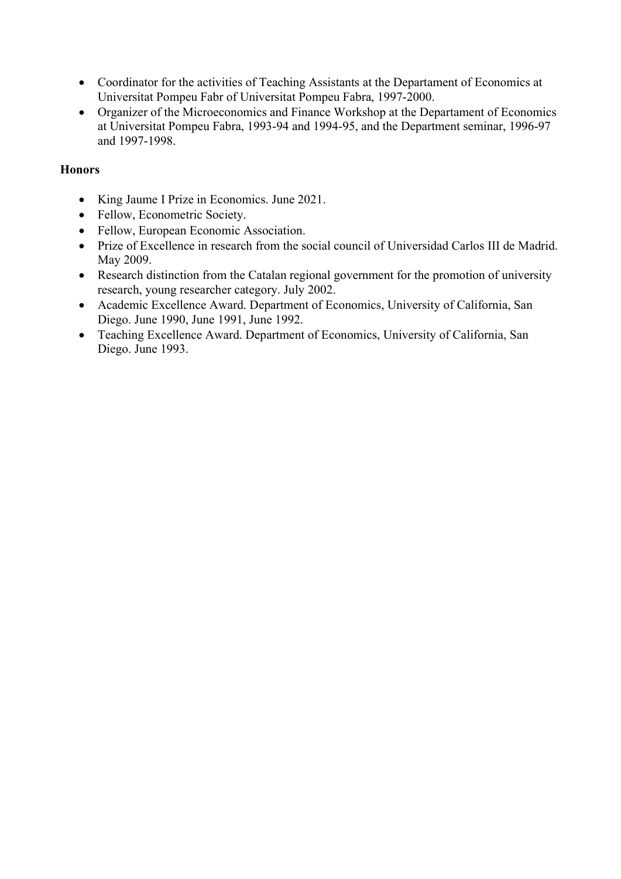- Coordinator for the activities of Teaching Assistants at the Departament of Economics at Universitat Pompeu Fabr of Universitat Pompeu Fabra, 1997-2000.
- Organizer of the Microeconomics and Finance Workshop at the Departament of Economics at Universitat Pompeu Fabra, 1993-94 and 1994-95, and the Department seminar, 1996-97 and 1997-1998.

**Honors**

- King Jaume I Prize in Economics. June 2021.
- Fellow, Econometric Society.
- Fellow, European Economic Association.
- Prize of Excellence in research from the social council of Universidad Carlos III de Madrid. May 2009.
- Research distinction from the Catalan regional government for the promotion of university research, young researcher category. July 2002.
- Academic Excellence Award. Department of Economics, University of California, San Diego. June 1990, June 1991, June 1992.
- Teaching Excellence Award. Department of Economics, University of California, San Diego. June 1993.